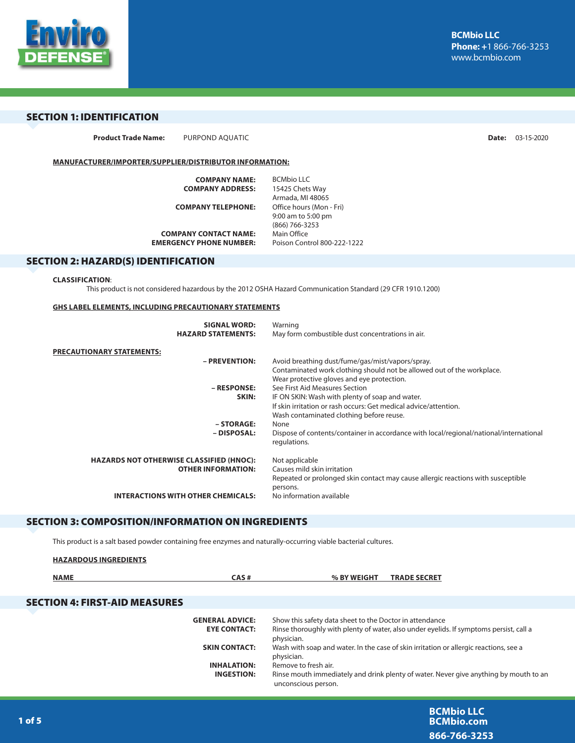**BCMbio LLC**
**Phone:** +1 866-766-3253
www.bcmbio.com

## SECTION 1: IDENTIFICATION

**Product Trade Name:** PURPOND AQUATIC

**Date:** 03-15-2020

**MANUFACTURER/IMPORTER/SUPPLIER/DISTRIBUTOR INFORMATION:**

**COMPANY NAME:** BCMbio LLC
**COMPANY ADDRESS:** 15425 Chets Way, Armada, MI 48065
**COMPANY TELEPHONE:** Office hours (Mon - Fri) 9:00 am to 5:00 pm (866) 766-3253
**COMPANY CONTACT NAME:** Main Office
**EMERGENCY PHONE NUMBER:** Poison Control 800-222-1222

## SECTION 2: HAZARD(S) IDENTIFICATION

**CLASSIFICATION:**
This product is not considered hazardous by the 2012 OSHA Hazard Communication Standard (29 CFR 1910.1200)

**GHS LABEL ELEMENTS, INCLUDING PRECAUTIONARY STATEMENTS**

**SIGNAL WORD:** Warning
**HAZARD STATEMENTS:** May form combustible dust concentrations in air.

**PRECAUTIONARY STATEMENTS:**

**– PREVENTION:** Avoid breathing dust/fume/gas/mist/vapors/spray.
Contaminated work clothing should not be allowed out of the workplace.
Wear protective gloves and eye protection.

**– RESPONSE:** See First Aid Measures Section

**SKIN:** IF ON SKIN: Wash with plenty of soap and water.
If skin irritation or rash occurs: Get medical advice/attention.
Wash contaminated clothing before reuse.

**– STORAGE:** None

**– DISPOSAL:** Dispose of contents/container in accordance with local/regional/national/international regulations.

**HAZARDS NOT OTHERWISE CLASSIFIED (HNOC):** Not applicable

**OTHER INFORMATION:** Causes mild skin irritation
Repeated or prolonged skin contact may cause allergic reactions with susceptible persons.

**INTERACTIONS WITH OTHER CHEMICALS:** No information available

## SECTION 3: COMPOSITION/INFORMATION ON INGREDIENTS

This product is a salt based powder containing free enzymes and naturally-occurring viable bacterial cultures.

**HAZARDOUS INGREDIENTS**

| NAME | CAS # | % BY WEIGHT | TRADE SECRET |
|---|---|---|---|

## SECTION 4: FIRST-AID MEASURES

**GENERAL ADVICE:** Show this safety data sheet to the Doctor in attendance

**EYE CONTACT:** Rinse thoroughly with plenty of water, also under eyelids. If symptoms persist, call a physician.

**SKIN CONTACT:** Wash with soap and water. In the case of skin irritation or allergic reactions, see a physician.

**INHALATION:** Remove to fresh air.

**INGESTION:** Rinse mouth immediately and drink plenty of water. Never give anything by mouth to an unconscious person.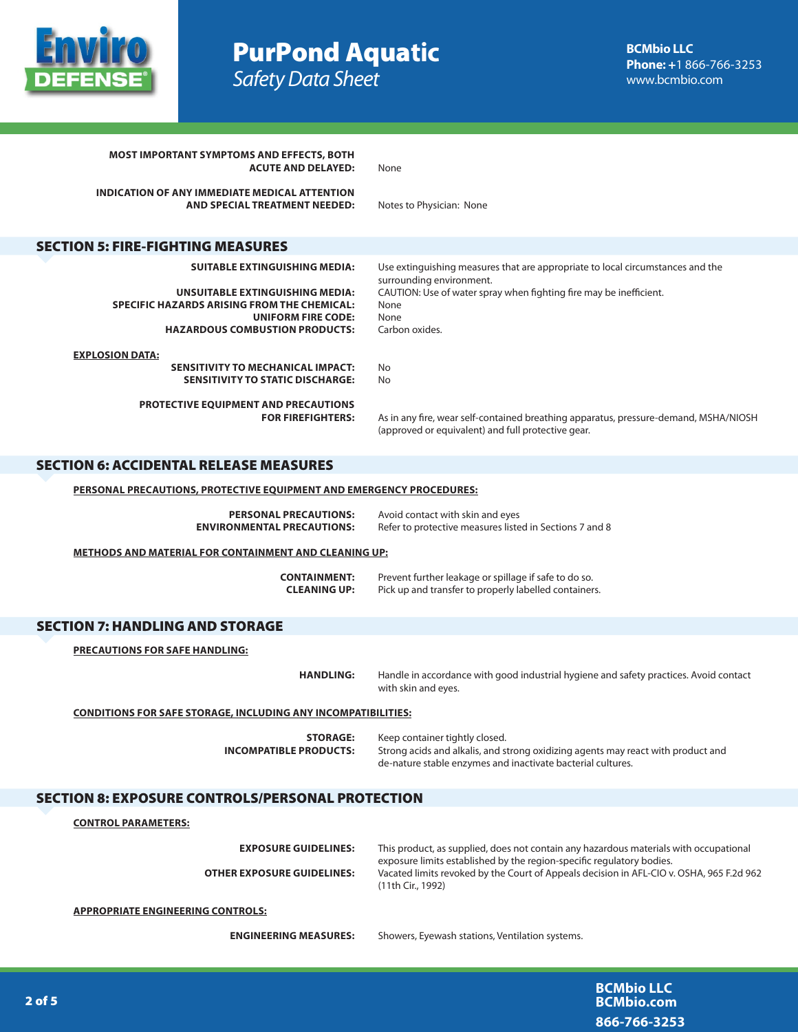**MOST IMPORTANT SYMPTOMS AND EFFECTS, BOTH ACUTE AND DELAYED:** None

**INDICATION OF ANY IMMEDIATE MEDICAL ATTENTION AND SPECIAL TREATMENT NEEDED:** Notes to Physician: None

## SECTION 5: FIRE-FIGHTING MEASURES

**SUITABLE EXTINGUISHING MEDIA:** Use extinguishing measures that are appropriate to local circumstances and the surrounding environment.

**UNSUITABLE EXTINGUISHING MEDIA:** CAUTION: Use of water spray when fighting fire may be inefficient.

**SPECIFIC HAZARDS ARISING FROM THE CHEMICAL:** None

**UNIFORM FIRE CODE:** None

**HAZARDOUS COMBUSTION PRODUCTS:** Carbon oxides.

**EXPLOSION DATA:**

**SENSITIVITY TO MECHANICAL IMPACT:** No

**SENSITIVITY TO STATIC DISCHARGE:** No

**PROTECTIVE EQUIPMENT AND PRECAUTIONS FOR FIREFIGHTERS:** As in any fire, wear self-contained breathing apparatus, pressure-demand, MSHA/NIOSH (approved or equivalent) and full protective gear.

## SECTION 6: ACCIDENTAL RELEASE MEASURES

**PERSONAL PRECAUTIONS, PROTECTIVE EQUIPMENT AND EMERGENCY PROCEDURES:**

**PERSONAL PRECAUTIONS:** Avoid contact with skin and eyes

**ENVIRONMENTAL PRECAUTIONS:** Refer to protective measures listed in Sections 7 and 8

**METHODS AND MATERIAL FOR CONTAINMENT AND CLEANING UP:**

**CONTAINMENT:** Prevent further leakage or spillage if safe to do so.

**CLEANING UP:** Pick up and transfer to properly labelled containers.

## SECTION 7: HANDLING AND STORAGE

**PRECAUTIONS FOR SAFE HANDLING:**

**HANDLING:** Handle in accordance with good industrial hygiene and safety practices. Avoid contact with skin and eyes.

**CONDITIONS FOR SAFE STORAGE, INCLUDING ANY INCOMPATIBILITIES:**

**STORAGE:** Keep container tightly closed.

**INCOMPATIBLE PRODUCTS:** Strong acids and alkalis, and strong oxidizing agents may react with product and de-nature stable enzymes and inactivate bacterial cultures.

## SECTION 8: EXPOSURE CONTROLS/PERSONAL PROTECTION

**CONTROL PARAMETERS:**

**EXPOSURE GUIDELINES:** This product, as supplied, does not contain any hazardous materials with occupational exposure limits established by the region-specific regulatory bodies.

**OTHER EXPOSURE GUIDELINES:** Vacated limits revoked by the Court of Appeals decision in AFL-CIO v. OSHA, 965 F.2d 962 (11th Cir., 1992)

**APPROPRIATE ENGINEERING CONTROLS:**

**ENGINEERING MEASURES:** Showers, Eyewash stations, Ventilation systems.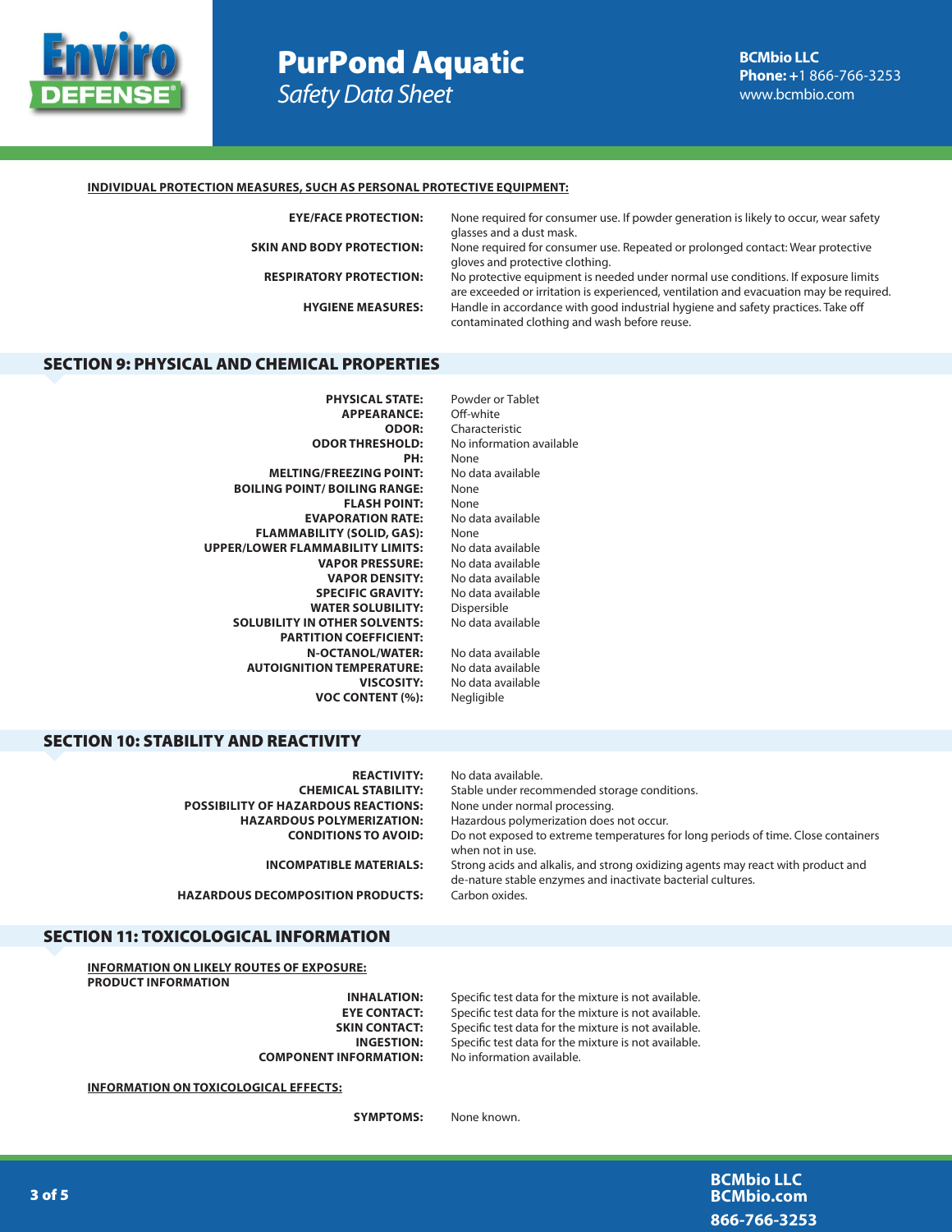**INDIVIDUAL PROTECTION MEASURES, SUCH AS PERSONAL PROTECTIVE EQUIPMENT:**

| | |
|---|---|
| **EYE/FACE PROTECTION:** | None required for consumer use. If powder generation is likely to occur, wear safety glasses and a dust mask. |
| **SKIN AND BODY PROTECTION:** | None required for consumer use. Repeated or prolonged contact: Wear protective gloves and protective clothing. |
| **RESPIRATORY PROTECTION:** | No protective equipment is needed under normal use conditions. If exposure limits are exceeded or irritation is experienced, ventilation and evacuation may be required. |
| **HYGIENE MEASURES:** | Handle in accordance with good industrial hygiene and safety practices. Take off contaminated clothing and wash before reuse. |

## SECTION 9: PHYSICAL AND CHEMICAL PROPERTIES

| | |
|---|---|
| **PHYSICAL STATE:** | Powder or Tablet |
| **APPEARANCE:** | Off-white |
| **ODOR:** | Characteristic |
| **ODOR THRESHOLD:** | No information available |
| **PH:** | None |
| **MELTING/FREEZING POINT:** | No data available |
| **BOILING POINT/ BOILING RANGE:** | None |
| **FLASH POINT:** | None |
| **EVAPORATION RATE:** | No data available |
| **FLAMMABILITY (SOLID, GAS):** | None |
| **UPPER/LOWER FLAMMABILITY LIMITS:** | No data available |
| **VAPOR PRESSURE:** | No data available |
| **VAPOR DENSITY:** | No data available |
| **SPECIFIC GRAVITY:** | No data available |
| **WATER SOLUBILITY:** | Dispersible |
| **SOLUBILITY IN OTHER SOLVENTS:** | No data available |
| **PARTITION COEFFICIENT:** | |
| **N-OCTANOL/WATER:** | No data available |
| **AUTOIGNITION TEMPERATURE:** | No data available |
| **VISCOSITY:** | No data available |
| **VOC CONTENT (%):** | Negligible |

## SECTION 10: STABILITY AND REACTIVITY

| | |
|---|---|
| **REACTIVITY:** | No data available. |
| **CHEMICAL STABILITY:** | Stable under recommended storage conditions. |
| **POSSIBILITY OF HAZARDOUS REACTIONS:** | None under normal processing. |
| **HAZARDOUS POLYMERIZATION:** | Hazardous polymerization does not occur. |
| **CONDITIONS TO AVOID:** | Do not exposed to extreme temperatures for long periods of time. Close containers when not in use. |
| **INCOMPATIBLE MATERIALS:** | Strong acids and alkalis, and strong oxidizing agents may react with product and de-nature stable enzymes and inactivate bacterial cultures. |
| **HAZARDOUS DECOMPOSITION PRODUCTS:** | Carbon oxides. |

## SECTION 11: TOXICOLOGICAL INFORMATION

**INFORMATION ON LIKELY ROUTES OF EXPOSURE:**

**PRODUCT INFORMATION**

| | |
|---|---|
| **INHALATION:** | Specific test data for the mixture is not available. |
| **EYE CONTACT:** | Specific test data for the mixture is not available. |
| **SKIN CONTACT:** | Specific test data for the mixture is not available. |
| **INGESTION:** | Specific test data for the mixture is not available. |
| **COMPONENT INFORMATION:** | No information available. |

**INFORMATION ON TOXICOLOGICAL EFFECTS:**

| | |
|---|---|
| **SYMPTOMS:** | None known. |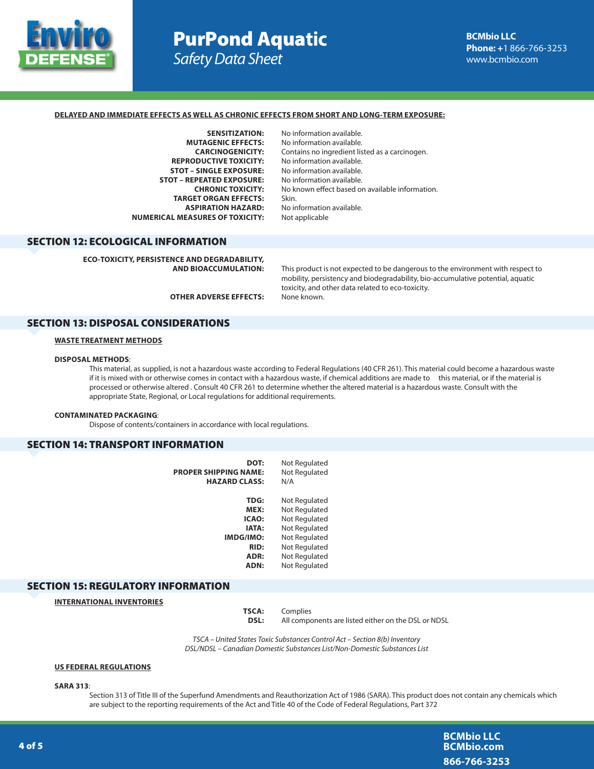**DELAYED AND IMMEDIATE EFFECTS AS WELL AS CHRONIC EFFECTS FROM SHORT AND LONG-TERM EXPOSURE:**

| | |
|---|---|
| **SENSITIZATION:** | No information available. |
| **MUTAGENIC EFFECTS:** | No information available. |
| **CARCINOGENICITY:** | Contains no ingredient listed as a carcinogen. |
| **REPRODUCTIVE TOXICITY:** | No information available. |
| **STOT – SINGLE EXPOSURE:** | No information available. |
| **STOT – REPEATED EXPOSURE:** | No information available. |
| **CHRONIC TOXICITY:** | No known effect based on available information. |
| **TARGET ORGAN EFFECTS:** | Skin. |
| **ASPIRATION HAZARD:** | No information available. |
| **NUMERICAL MEASURES OF TOXICITY:** | Not applicable |

## SECTION 12: ECOLOGICAL INFORMATION

| | |
|---|---|
| **ECO-TOXICITY, PERSISTENCE AND DEGRADABILITY, AND BIOACCUMULATION:** | This product is not expected to be dangerous to the environment with respect to mobility, persistency and biodegradability, bio-accumulative potential, aquatic toxicity, and other data related to eco-toxicity. |
| **OTHER ADVERSE EFFECTS:** | None known. |

## SECTION 13: DISPOSAL CONSIDERATIONS

**WASTE TREATMENT METHODS**

**DISPOSAL METHODS**:

This material, as supplied, is not a hazardous waste according to Federal Regulations (40 CFR 261). This material could become a hazardous waste if it is mixed with or otherwise comes in contact with a hazardous waste, if chemical additions are made to this material, or if the material is processed or otherwise altered . Consult 40 CFR 261 to determine whether the altered material is a hazardous waste. Consult with the appropriate State, Regional, or Local regulations for additional requirements.

**CONTAMINATED PACKAGING**:

Dispose of contents/containers in accordance with local regulations.

## SECTION 14: TRANSPORT INFORMATION

| | |
|---|---|
| **DOT:** | Not Regulated |
| **PROPER SHIPPING NAME:** | Not Regulated |
| **HAZARD CLASS:** | N/A |
| **TDG:** | Not Regulated |
| **MEX:** | Not Regulated |
| **ICAO:** | Not Regulated |
| **IATA:** | Not Regulated |
| **IMDG/IMO:** | Not Regulated |
| **RID:** | Not Regulated |
| **ADR:** | Not Regulated |
| **ADN:** | Not Regulated |

## SECTION 15: REGULATORY INFORMATION

**INTERNATIONAL INVENTORIES**

| | |
|---|---|
| **TSCA:** | Complies |
| **DSL:** | All components are listed either on the DSL or NDSL |

*TSCA – United States Toxic Substances Control Act – Section 8(b) Inventory*
*DSL/NDSL – Canadian Domestic Substances List/Non-Domestic Substances List*

**US FEDERAL REGULATIONS**

**SARA 313**:

Section 313 of Title III of the Superfund Amendments and Reauthorization Act of 1986 (SARA). This product does not contain any chemicals which are subject to the reporting requirements of the Act and Title 40 of the Code of Federal Regulations, Part 372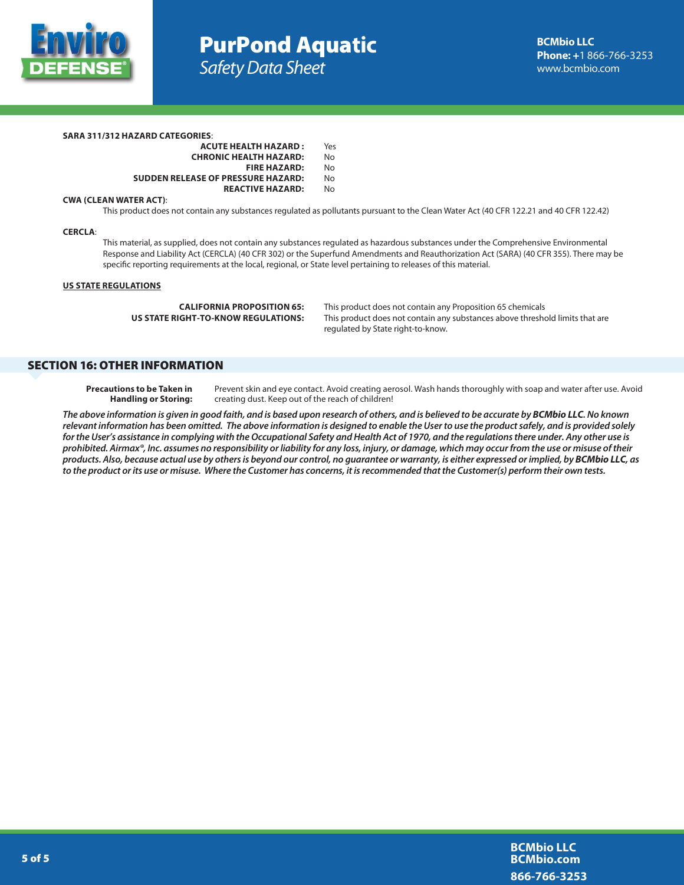**SARA 311/312 HAZARD CATEGORIES**:

| | |
|---|---|
| **ACUTE HEALTH HAZARD :** | Yes |
| **CHRONIC HEALTH HAZARD:** | No |
| **FIRE HAZARD:** | No |
| **SUDDEN RELEASE OF PRESSURE HAZARD:** | No |
| **REACTIVE HAZARD:** | No |

**CWA (CLEAN WATER ACT)**:

This product does not contain any substances regulated as pollutants pursuant to the Clean Water Act (40 CFR 122.21 and 40 CFR 122.42)

**CERCLA**:

This material, as supplied, does not contain any substances regulated as hazardous substances under the Comprehensive Environmental Response and Liability Act (CERCLA) (40 CFR 302) or the Superfund Amendments and Reauthorization Act (SARA) (40 CFR 355). There may be specific reporting requirements at the local, regional, or State level pertaining to releases of this material.

**US STATE REGULATIONS**

| | |
|---|---|
| **CALIFORNIA PROPOSITION 65:** | This product does not contain any Proposition 65 chemicals |
| **US STATE RIGHT-TO-KNOW REGULATIONS:** | This product does not contain any substances above threshold limits that are regulated by State right-to-know. |

## SECTION 16: OTHER INFORMATION

| | |
|---|---|
| **Precautions to be Taken in Handling or Storing:** | Prevent skin and eye contact. Avoid creating aerosol. Wash hands thoroughly with soap and water after use. Avoid creating dust. Keep out of the reach of children! |

*The above information is given in good faith, and is based upon research of others, and is believed to be accurate by* ***BCMbio LLC****. No known relevant information has been omitted. The above information is designed to enable the User to use the product safely, and is provided solely for the User's assistance in complying with the Occupational Safety and Health Act of 1970, and the regulations there under. Any other use is prohibited. Airmax®, Inc. assumes no responsibility or liability for any loss, injury, or damage, which may occur from the use or misuse of their products. Also, because actual use by others is beyond our control, no guarantee or warranty, is either expressed or implied, by* ***BCMbio LLC****, as to the product or its use or misuse. Where the Customer has concerns, it is recommended that the Customer(s) perform their own tests.*